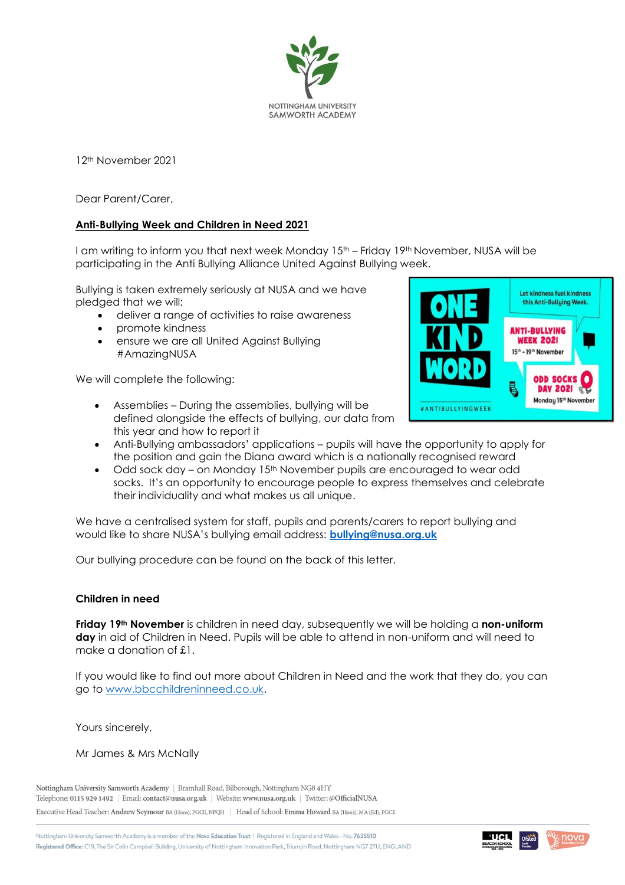NOTTINGHAM UNIVERSITY SAMWORTH ACADEMY

12th November 2021

Dear Parent/Carer,

**Anti-Bullying Week and Children in Need 2021**

I am writing to inform you that next week Monday 15th – Friday 19th November, NUSA will be participating in the Anti Bullying Alliance United Against Bullying week.

Bullying is taken extremely seriously at NUSA and we have pledged that we will:

- deliver a range of activities to raise awareness
- promote kindness
- ensure we are all United Against Bullying #AmazingNUSA

We will complete the following:

- Assemblies – During the assemblies, bullying will be defined alongside the effects of bullying, our data from this year and how to report it
- Anti-Bullying ambassadors' applications – pupils will have the opportunity to apply for the position and gain the Diana award which is a nationally recognised reward
- Odd sock day – on Monday 15th November pupils are encouraged to wear odd socks. It's an opportunity to encourage people to express themselves and celebrate their individuality and what makes us all unique.

We have a centralised system for staff, pupils and parents/carers to report bullying and would like to share NUSA's bullying email address: **bullying@nusa.org.uk**

Our bullying procedure can be found on the back of this letter.

**Children in need**

**Friday 19th November** is children in need day, subsequently we will be holding a **non-uniform day** in aid of Children in Need. Pupils will be able to attend in non-uniform and will need to make a donation of £1.

If you would like to find out more about Children in Need and the work that they do, you can go to www.bbcchildreninneed.co.uk.

Yours sincerely,

Mr James & Mrs McNally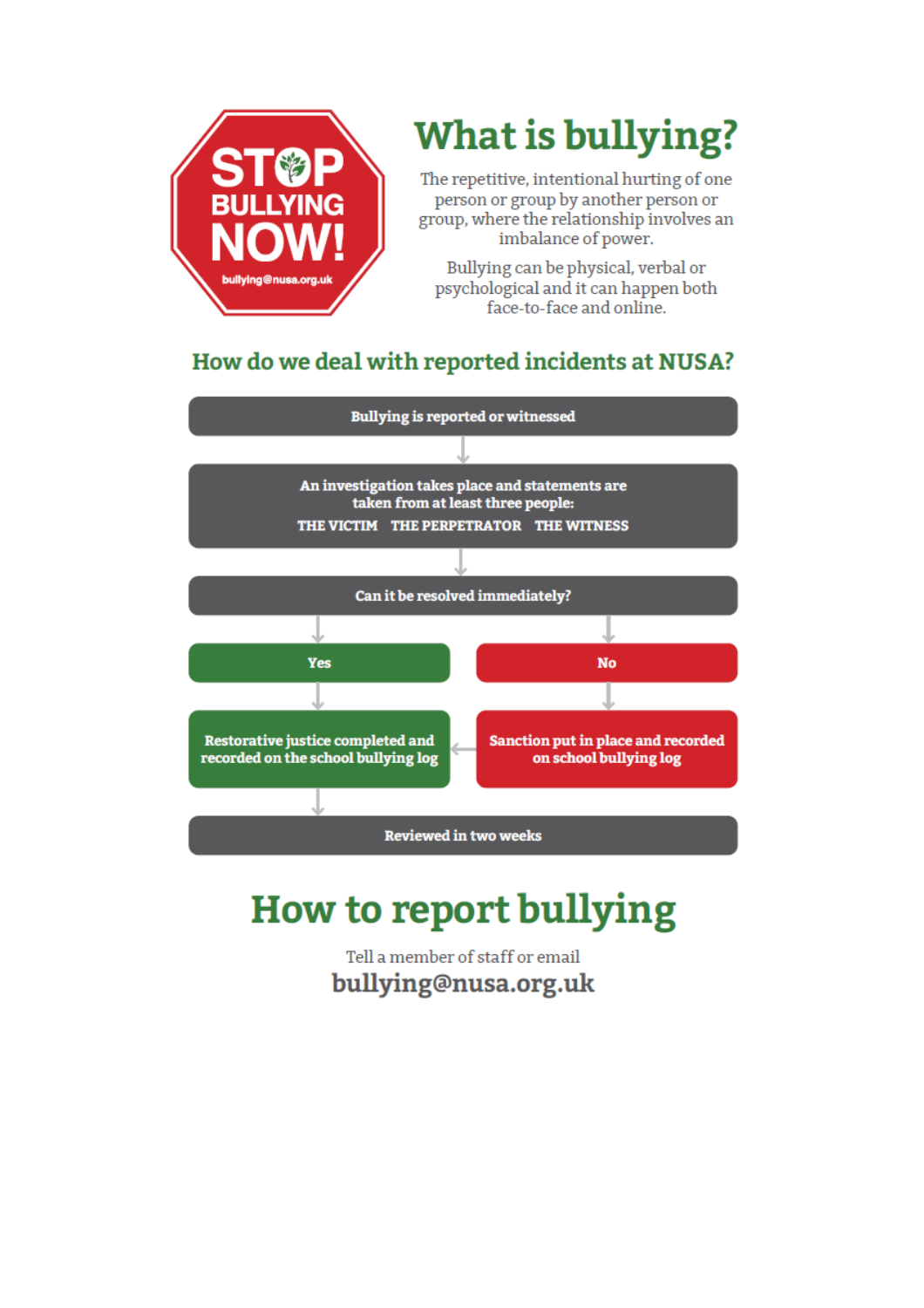STOP BULLYING NOW!

bullying@nusa.org.uk

# What is bullying?

The repetitive, intentional hurting of one person or group by another person or group, where the relationship involves an imbalance of power.

Bullying can be physical, verbal or psychological and it can happen both face-to-face and online.

## How do we deal with reported incidents at NUSA?

Bullying is reported or witnessed

An investigation takes place and statements are taken from at least three people:

THE VICTIM THE PERPETRATOR THE WITNESS

Can it be resolved immediately?

Yes

No

Restorative justice completed and recorded on the school bullying log

Sanction put in place and recorded on school bullying log

Reviewed in two weeks

# How to report bullying

Tell a member of staff or email

**bullying@nusa.org.uk**